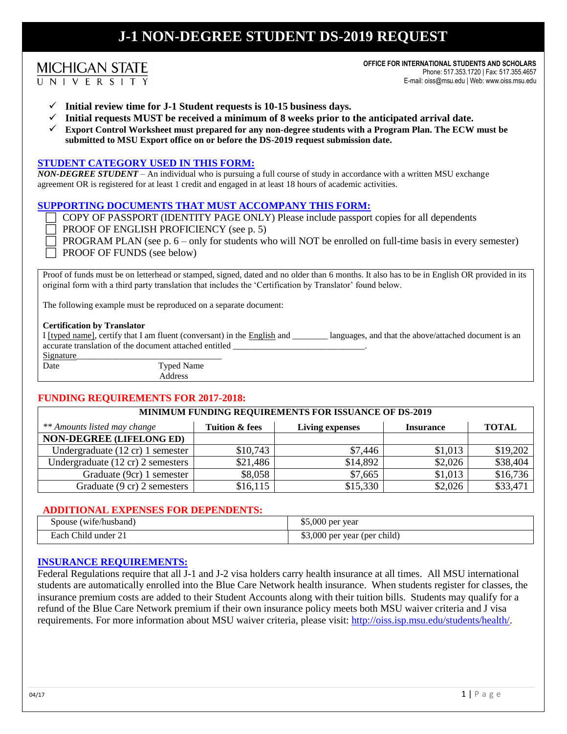# J-1 NON-DEGREE STUDENT DS-2019 REQUEST

MICHIGAN STATE UNIVERSITY

**OFFICE FOR INTERNATIONAL STUDENTS AND SCHOLARS**
Phone: 517.353.1720 | Fax: 517.355.4657
E-mail: oiss@msu.edu | Web: www.oiss.msu.edu

- ✓ **Initial review time for J-1 Student requests is 10-15 business days.**
- ✓ **Initial requests MUST be received a minimum of 8 weeks prior to the anticipated arrival date.**
- ✓ **Export Control Worksheet must prepared for any non-degree students with a Program Plan. The ECW must be submitted to MSU Export office on or before the DS-2019 request submission date.**

## STUDENT CATEGORY USED IN THIS FORM:

***NON-DEGREE STUDENT*** – An individual who is pursuing a full course of study in accordance with a written MSU exchange agreement OR is registered for at least 1 credit and engaged in at least 18 hours of academic activities.

## SUPPORTING DOCUMENTS THAT MUST ACCOMPANY THIS FORM:

- ☐ COPY OF PASSPORT (IDENTITY PAGE ONLY) Please include passport copies for all dependents
- ☐ PROOF OF ENGLISH PROFICIENCY (see p. 5)
- ☐ PROGRAM PLAN (see p. 6 – only for students who will NOT be enrolled on full-time basis in every semester)
- ☐ PROOF OF FUNDS (see below)

Proof of funds must be on letterhead or stamped, signed, dated and no older than 6 months. It also has to be in English OR provided in its original form with a third party translation that includes the 'Certification by Translator' found below.

The following example must be reproduced on a separate document:

**Certification by Translator**
I [typed name], certify that I am fluent (conversant) in the English and ________ languages, and that the above/attached document is an accurate translation of the document attached entitled ______________________________.
Signature________________________________
Date Typed Name
Address

## FUNDING REQUIREMENTS FOR 2017-2018:

| MINIMUM FUNDING REQUIREMENTS FOR ISSUANCE OF DS-2019 | | | | |
|---|---|---|---|---|
| *\*\* Amounts listed may change* | **Tuition & fees** | **Living expenses** | **Insurance** | **TOTAL** |
| **NON-DEGREE (LIFELONG ED)** | | | | |
| Undergraduate (12 cr) 1 semester | $10,743 | $7,446 | $1,013 | $19,202 |
| Undergraduate (12 cr) 2 semesters | $21,486 | $14,892 | $2,026 | $38,404 |
| Graduate (9cr) 1 semester | $8,058 | $7,665 | $1,013 | $16,736 |
| Graduate (9 cr) 2 semesters | $16,115 | $15,330 | $2,026 | $33,471 |

## ADDITIONAL EXPENSES FOR DEPENDENTS:

| | |
|---|---|
| Spouse (wife/husband) | $5,000 per year |
| Each Child under 21 | $3,000 per year (per child) |

## INSURANCE REQUIREMENTS:

Federal Regulations require that all J-1 and J-2 visa holders carry health insurance at all times. All MSU international students are automatically enrolled into the Blue Care Network health insurance. When students register for classes, the insurance premium costs are added to their Student Accounts along with their tuition bills. Students may qualify for a refund of the Blue Care Network premium if their own insurance policy meets both MSU waiver criteria and J visa requirements. For more information about MSU waiver criteria, please visit: http://oiss.isp.msu.edu/students/health/.

04/17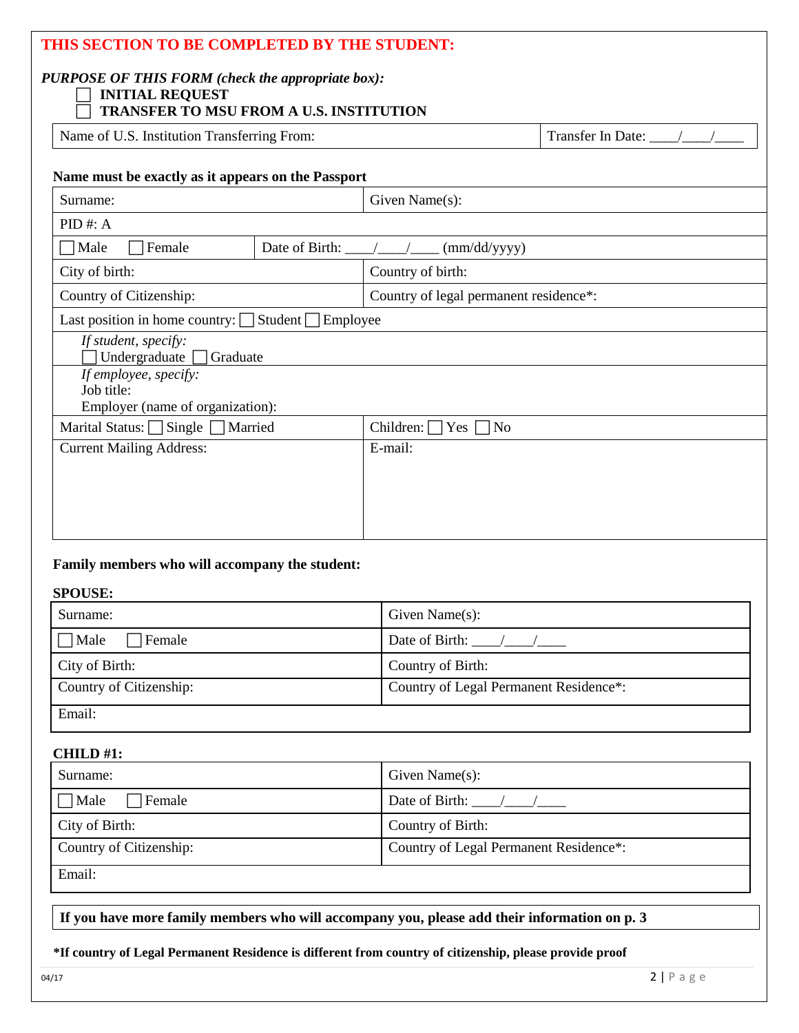## THIS SECTION TO BE COMPLETED BY THE STUDENT:

***PURPOSE OF THIS FORM (check the appropriate box):***

☐ **INITIAL REQUEST**
☐ **TRANSFER TO MSU FROM A U.S. INSTITUTION**

| Name of U.S. Institution Transferring From: | Transfer In Date: ____/____/____ |
|---|---|

**Name must be exactly as it appears on the Passport**

| Surname: | Given Name(s): |
|---|---|
| PID #: A | |
| ☐ Male ☐ Female | Date of Birth: ____/____/____ (mm/dd/yyyy) |
| City of birth: | Country of birth: |
| Country of Citizenship: | Country of legal permanent residence*: |
| Last position in home country: ☐ Student ☐ Employee | |
| *If student, specify:* ☐ Undergraduate ☐ Graduate | |
| *If employee, specify:* Job title: Employer (name of organization): | |
| Marital Status: ☐ Single ☐ Married | Children: ☐ Yes ☐ No |
| Current Mailing Address: | E-mail: |

**Family members who will accompany the student:**

**SPOUSE:**

| Surname: | Given Name(s): |
|---|---|
| ☐ Male ☐ Female | Date of Birth: ____/____/____ |
| City of Birth: | Country of Birth: |
| Country of Citizenship: | Country of Legal Permanent Residence*: |
| Email: | |

**CHILD #1:**

| Surname: | Given Name(s): |
|---|---|
| ☐ Male ☐ Female | Date of Birth: ____/____/____ |
| City of Birth: | Country of Birth: |
| Country of Citizenship: | Country of Legal Permanent Residence*: |
| Email: | |

**If you have more family members who will accompany you, please add their information on p. 3**

***If country of Legal Permanent Residence is different from country of citizenship, please provide proof**

04/17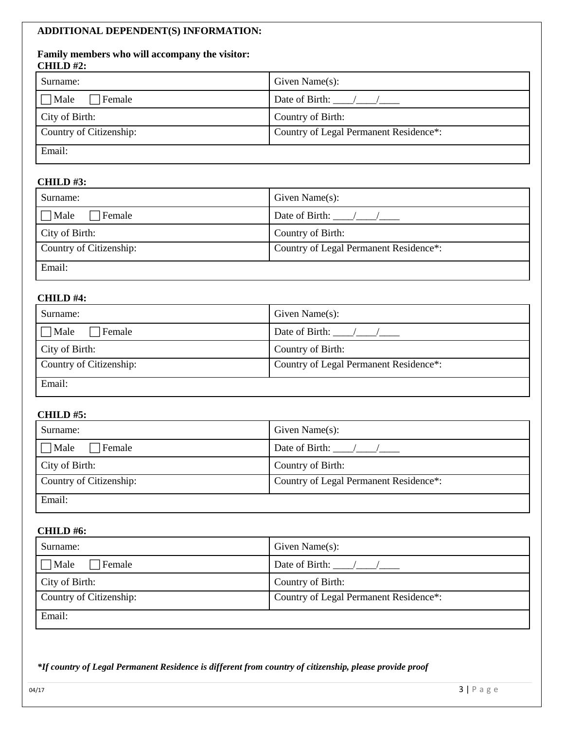**ADDITIONAL DEPENDENT(S) INFORMATION:**

**Family members who will accompany the visitor:**

**CHILD #2:**

| Surname: | Given Name(s): |
|---|---|
| ☐ Male ☐ Female | Date of Birth: ____/____/____ |
| City of Birth: | Country of Birth: |
| Country of Citizenship: | Country of Legal Permanent Residence*: |
| Email: | |

**CHILD #3:**

| Surname: | Given Name(s): |
|---|---|
| ☐ Male ☐ Female | Date of Birth: ____/____/____ |
| City of Birth: | Country of Birth: |
| Country of Citizenship: | Country of Legal Permanent Residence*: |
| Email: | |

**CHILD #4:**

| Surname: | Given Name(s): |
|---|---|
| ☐ Male ☐ Female | Date of Birth: ____/____/____ |
| City of Birth: | Country of Birth: |
| Country of Citizenship: | Country of Legal Permanent Residence*: |
| Email: | |

**CHILD #5:**

| Surname: | Given Name(s): |
|---|---|
| ☐ Male ☐ Female | Date of Birth: ____/____/____ |
| City of Birth: | Country of Birth: |
| Country of Citizenship: | Country of Legal Permanent Residence*: |
| Email: | |

**CHILD #6:**

| Surname: | Given Name(s): |
|---|---|
| ☐ Male ☐ Female | Date of Birth: ____/____/____ |
| City of Birth: | Country of Birth: |
| Country of Citizenship: | Country of Legal Permanent Residence*: |
| Email: | |

***If country of Legal Permanent Residence is different from country of citizenship, please provide proof***

04/17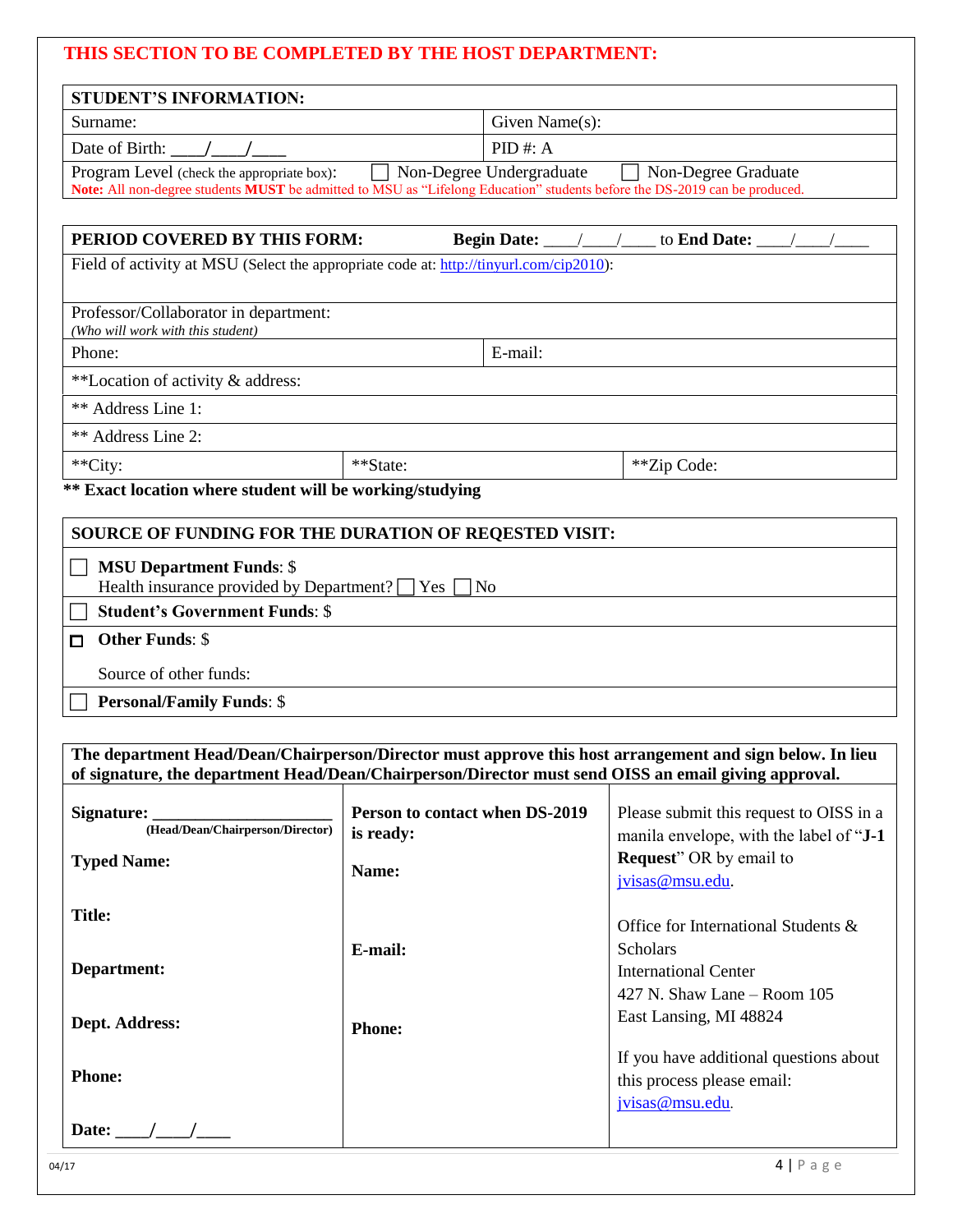**THIS SECTION TO BE COMPLETED BY THE HOST DEPARTMENT:**

| **STUDENT'S INFORMATION:** | |
|---|---|
| Surname: | Given Name(s): |
| Date of Birth: ____/____/____ | PID #: A |
| Program Level (check the appropriate box): ☐ Non-Degree Undergraduate ☐ Non-Degree Graduate | |

**Note:** All non-degree students **MUST** be admitted to MSU as "Lifelong Education" students before the DS-2019 can be produced.

| **PERIOD COVERED BY THIS FORM:** **Begin Date:** ____/____/____ to **End Date:** ____/____/____ | | |
|---|---|---|
| Field of activity at MSU (Select the appropriate code at: http://tinyurl.com/cip2010): | | |
| Professor/Collaborator in department: *(Who will work with this student)* | | |
| Phone: | E-mail: | |
| **Location of activity & address: | | |
| ** Address Line 1: | | |
| ** Address Line 2: | | |
| **City: | **State: | **Zip Code: |

**** Exact location where student will be working/studying**

**SOURCE OF FUNDING FOR THE DURATION OF REQESTED VISIT:**

- ☐ **MSU Department Funds**: $
  Health insurance provided by Department? ☐ Yes ☐ No
- ☐ **Student's Government Funds**: $
- ☐ **Other Funds**: $
  Source of other funds:
- ☐ **Personal/Family Funds**: $

**The department Head/Dean/Chairperson/Director must approve this host arrangement and sign below. In lieu of signature, the department Head/Dean/Chairperson/Director must send OISS an email giving approval.**

| | | |
|---|---|---|
| **Signature:** ____________________ (Head/Dean/Chairperson/Director) | **Person to contact when DS-2019 is ready:** | Please submit this request to OISS in a manila envelope, with the label of "**J-1 Request**" OR by email to jvisas@msu.edu. |
| **Typed Name:** | **Name:** | |
| **Title:** | | Office for International Students & Scholars<br>International Center<br>427 N. Shaw Lane – Room 105<br>East Lansing, MI 48824 |
| **Department:** | **E-mail:** | |
| **Dept. Address:** | **Phone:** | |
| **Phone:** | | If you have additional questions about this process please email: jvisas@msu.edu. |
| **Date:** ____/____/____ | | |

04/17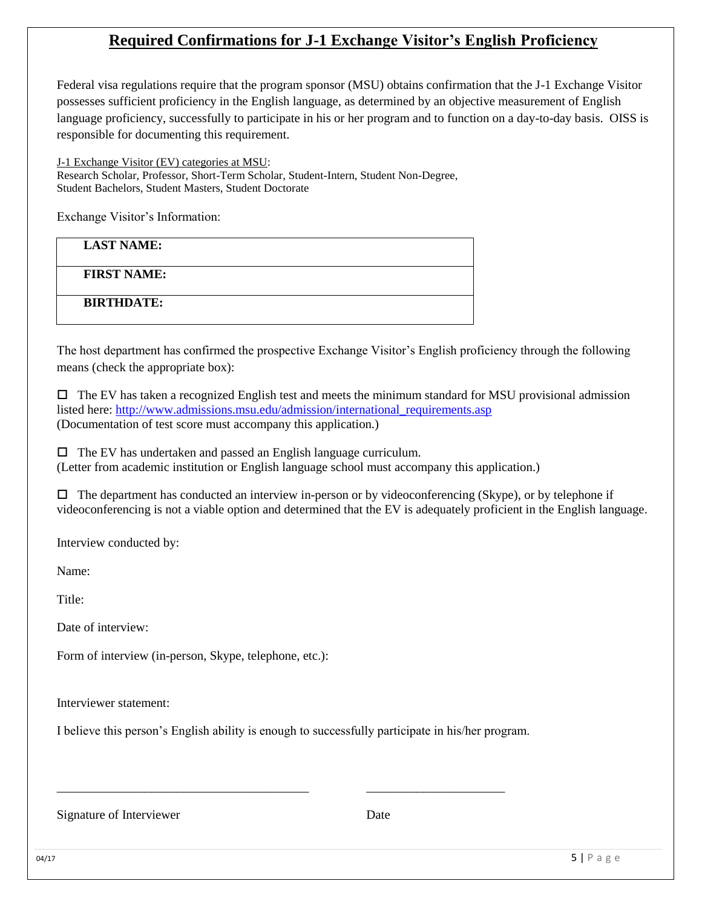# Required Confirmations for J-1 Exchange Visitor's English Proficiency

Federal visa regulations require that the program sponsor (MSU) obtains confirmation that the J-1 Exchange Visitor possesses sufficient proficiency in the English language, as determined by an objective measurement of English language proficiency, successfully to participate in his or her program and to function on a day-to-day basis. OISS is responsible for documenting this requirement.

J-1 Exchange Visitor (EV) categories at MSU:
Research Scholar, Professor, Short-Term Scholar, Student-Intern, Student Non-Degree, Student Bachelors, Student Masters, Student Doctorate

Exchange Visitor's Information:

| **LAST NAME:** |
|---|
| **FIRST NAME:** |
| **BIRTHDATE:** |

The host department has confirmed the prospective Exchange Visitor's English proficiency through the following means (check the appropriate box):

☐ The EV has taken a recognized English test and meets the minimum standard for MSU provisional admission listed here: http://www.admissions.msu.edu/admission/international_requirements.asp
(Documentation of test score must accompany this application.)

☐ The EV has undertaken and passed an English language curriculum.
(Letter from academic institution or English language school must accompany this application.)

☐ The department has conducted an interview in-person or by videoconferencing (Skype), or by telephone if videoconferencing is not a viable option and determined that the EV is adequately proficient in the English language.

Interview conducted by:

Name:

Title:

Date of interview:

Form of interview (in-person, Skype, telephone, etc.):

Interviewer statement:

I believe this person's English ability is enough to successfully participate in his/her program.

_________________________________________ ______________________

Signature of Interviewer Date

04/17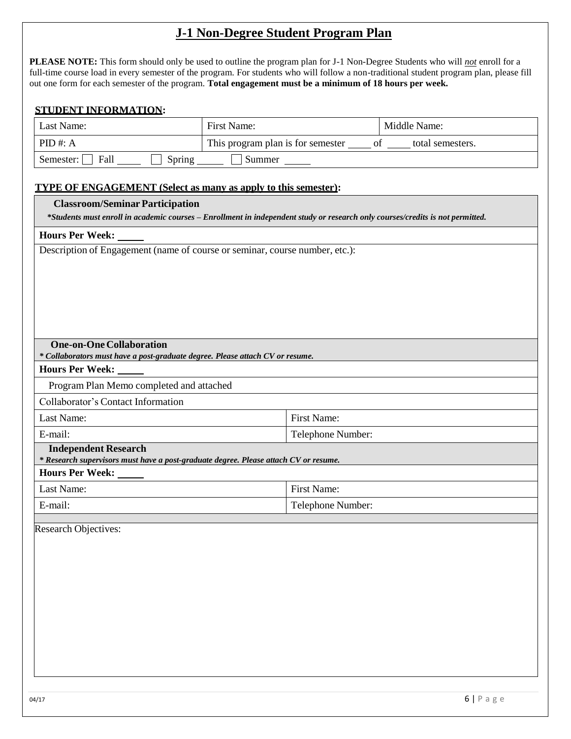# J-1 Non-Degree Student Program Plan

**PLEASE NOTE:** This form should only be used to outline the program plan for J-1 Non-Degree Students who will ***not*** enroll for a full-time course load in every semester of the program. For students who will follow a non-traditional student program plan, please fill out one form for each semester of the program. **Total engagement must be a minimum of 18 hours per week.**

**STUDENT INFORMATION:**

| | | |
|---|---|---|
| Last Name: | First Name: | Middle Name: |
| PID #: A | This program plan is for semester \_\_\_\_ of \_\_\_\_ total semesters. | |
| Semester: ☐ Fall \_\_\_\_ ☐ Spring \_\_\_\_ ☐ Summer \_\_\_\_ | | |

**TYPE OF ENGAGEMENT (Select as many as apply to this semester):**

**Classroom/Seminar Participation**

***Students must enroll in academic courses – Enrollment in independent study or research only courses/credits is not permitted.***

**Hours Per Week:** \_\_\_\_

Description of Engagement (name of course or seminar, course number, etc.):

**One-on-One Collaboration**

***\* Collaborators must have a post-graduate degree. Please attach CV or resume.***

**Hours Per Week:** \_\_\_\_

Program Plan Memo completed and attached

Collaborator's Contact Information

| | |
|---|---|
| Last Name: | First Name: |
| E-mail: | Telephone Number: |

**Independent Research**

***\* Research supervisors must have a post-graduate degree. Please attach CV or resume.***

**Hours Per Week:** \_\_\_\_

| | |
|---|---|
| Last Name: | First Name: |
| E-mail: | Telephone Number: |

Research Objectives:

04/17